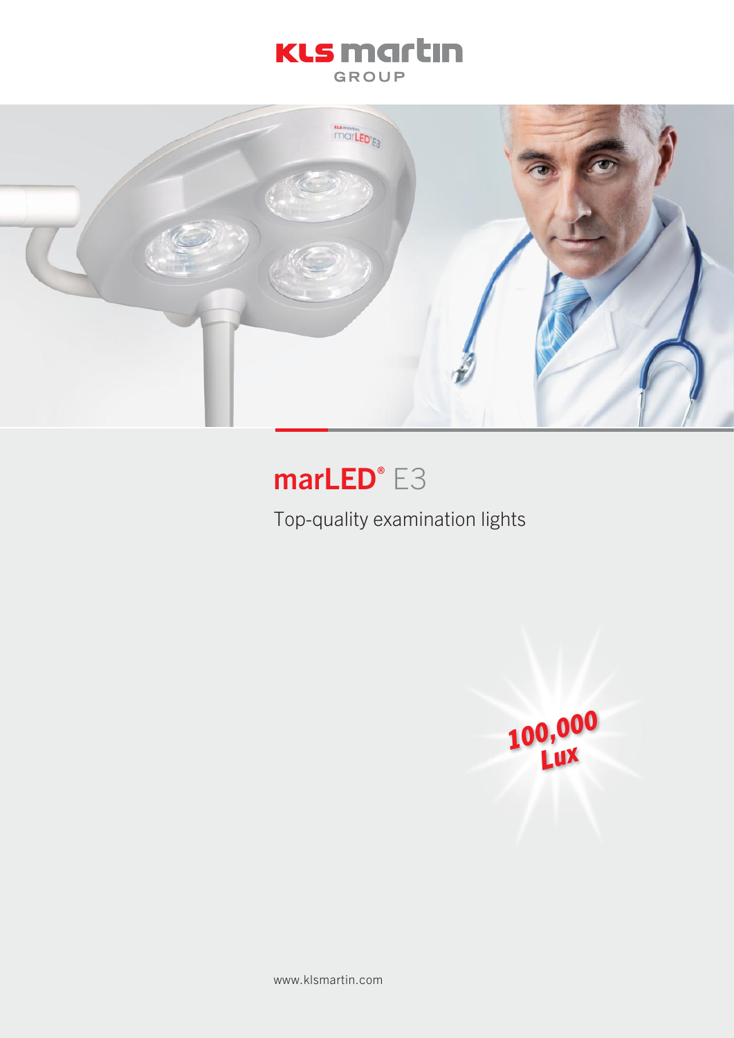KLS martin
GROUP

# marLED® E3

Top-quality examination lights

100,000 Lux

www.klsmartin.com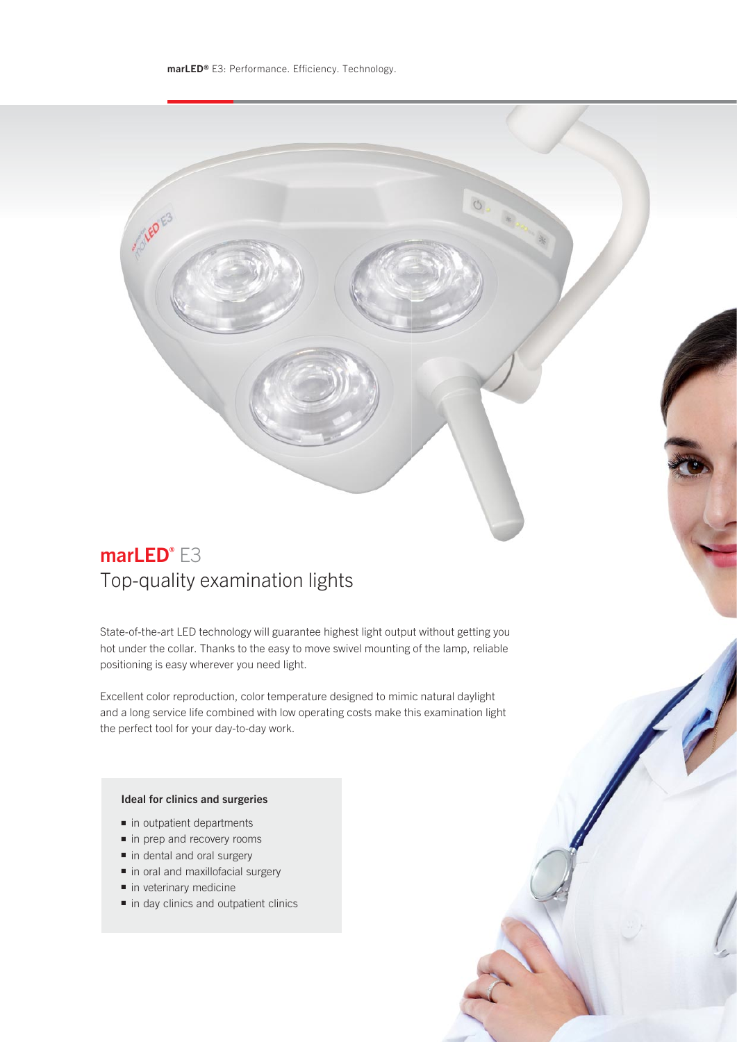## marLED® E3
Top-quality examination lights

State-of-the-art LED technology will guarantee highest light output without getting you hot under the collar. Thanks to the easy to move swivel mounting of the lamp, reliable positioning is easy wherever you need light.

Excellent color reproduction, color temperature designed to mimic natural daylight and a long service life combined with low operating costs make this examination light the perfect tool for your day-to-day work.

**Ideal for clinics and surgeries**

- in outpatient departments
- in prep and recovery rooms
- in dental and oral surgery
- in oral and maxillofacial surgery
- in veterinary medicine
- in day clinics and outpatient clinics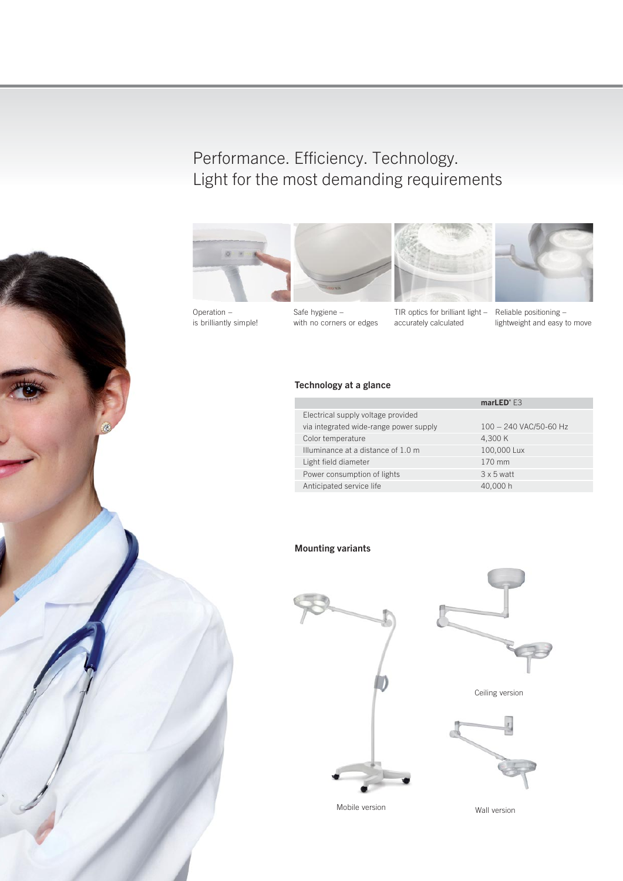# Performance. Efficiency. Technology.
# Light for the most demanding requirements

Operation – is brilliantly simple!

Safe hygiene – with no corners or edges

TIR optics for brilliant light – accurately calculated

Reliable positioning – lightweight and easy to move

### Technology at a glance

| | **marLED**® E3 |
|---|---|
| Electrical supply voltage provided via integrated wide-range power supply | 100 – 240 VAC/50-60 Hz |
| Color temperature | 4,300 K |
| Illuminance at a distance of 1.0 m | 100,000 Lux |
| Light field diameter | 170 mm |
| Power consumption of lights | 3 x 5 watt |
| Anticipated service life | 40,000 h |

### Mounting variants

Ceiling version

Mobile version

Wall version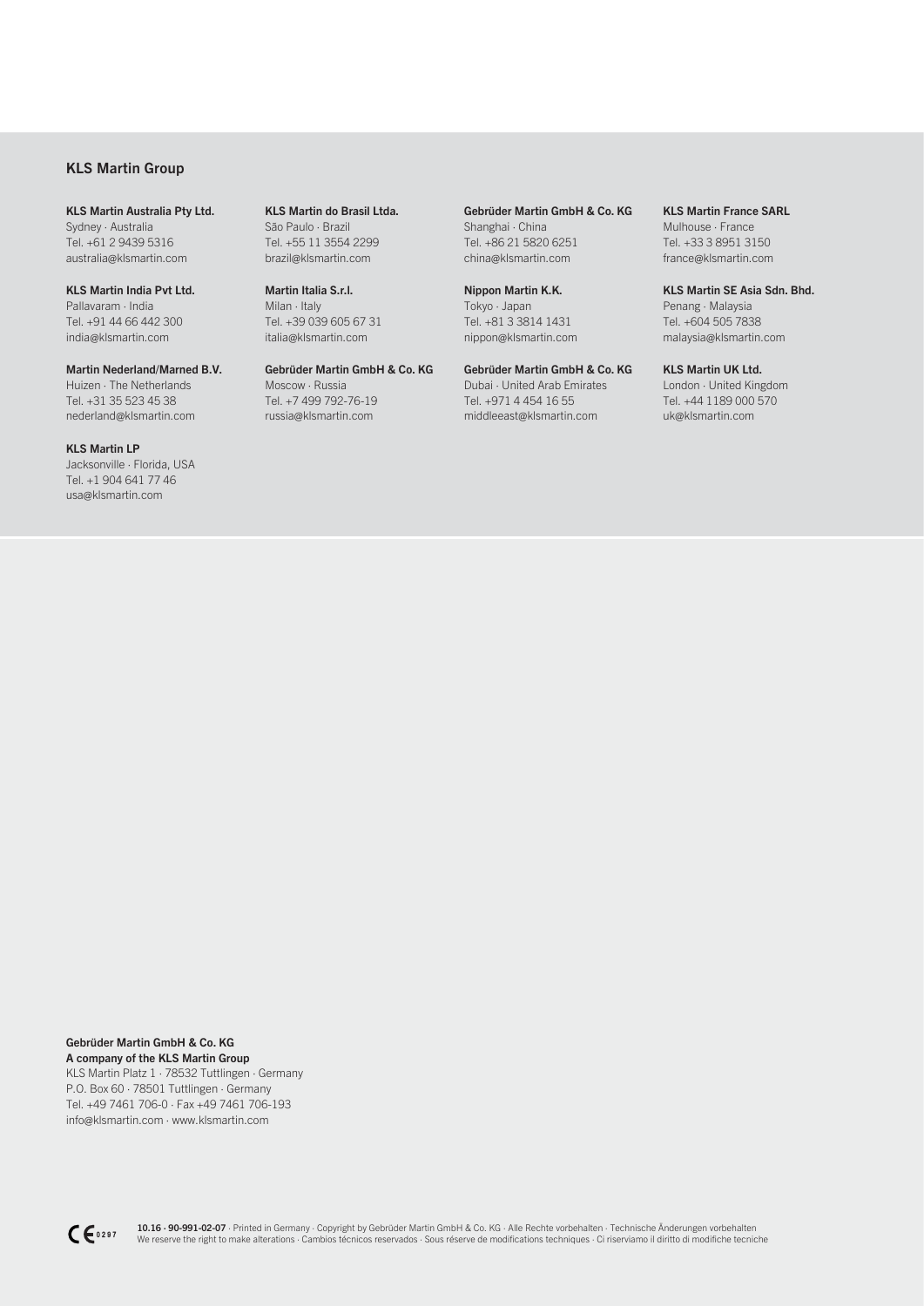## KLS Martin Group

**KLS Martin Australia Pty Ltd.**
Sydney · Australia
Tel. +61 2 9439 5316
australia@klsmartin.com

**KLS Martin India Pvt Ltd.**
Pallavaram · India
Tel. +91 44 66 442 300
india@klsmartin.com

**Martin Nederland/Marned B.V.**
Huizen · The Netherlands
Tel. +31 35 523 45 38
nederland@klsmartin.com

**KLS Martin LP**
Jacksonville · Florida, USA
Tel. +1 904 641 77 46
usa@klsmartin.com

**KLS Martin do Brasil Ltda.**
São Paulo · Brazil
Tel. +55 11 3554 2299
brazil@klsmartin.com

**Martin Italia S.r.l.**
Milan · Italy
Tel. +39 039 605 67 31
italia@klsmartin.com

**Gebrüder Martin GmbH & Co. KG**
Moscow · Russia
Tel. +7 499 792-76-19
russia@klsmartin.com

**Gebrüder Martin GmbH & Co. KG**
Shanghai · China
Tel. +86 21 5820 6251
china@klsmartin.com

**Nippon Martin K.K.**
Tokyo · Japan
Tel. +81 3 3814 1431
nippon@klsmartin.com

**Gebrüder Martin GmbH & Co. KG**
Dubai · United Arab Emirates
Tel. +971 4 454 16 55
middleeast@klsmartin.com

**KLS Martin France SARL**
Mulhouse · France
Tel. +33 3 8951 3150
france@klsmartin.com

**KLS Martin SE Asia Sdn. Bhd.**
Penang · Malaysia
Tel. +604 505 7838
malaysia@klsmartin.com

**KLS Martin UK Ltd.**
London · United Kingdom
Tel. +44 1189 000 570
uk@klsmartin.com

**Gebrüder Martin GmbH & Co. KG**
**A company of the KLS Martin Group**
KLS Martin Platz 1 · 78532 Tuttlingen · Germany
P.O. Box 60 · 78501 Tuttlingen · Germany
Tel. +49 7461 706-0 · Fax +49 7461 706-193
info@klsmartin.com · www.klsmartin.com

CE 0297

**10.16 · 90-991-02-07** · Printed in Germany · Copyright by Gebrüder Martin GmbH & Co. KG · Alle Rechte vorbehalten · Technische Änderungen vorbehalten
We reserve the right to make alterations · Cambios técnicos reservados · Sous réserve de modifications techniques · Ci riserviamo il diritto di modifiche tecniche